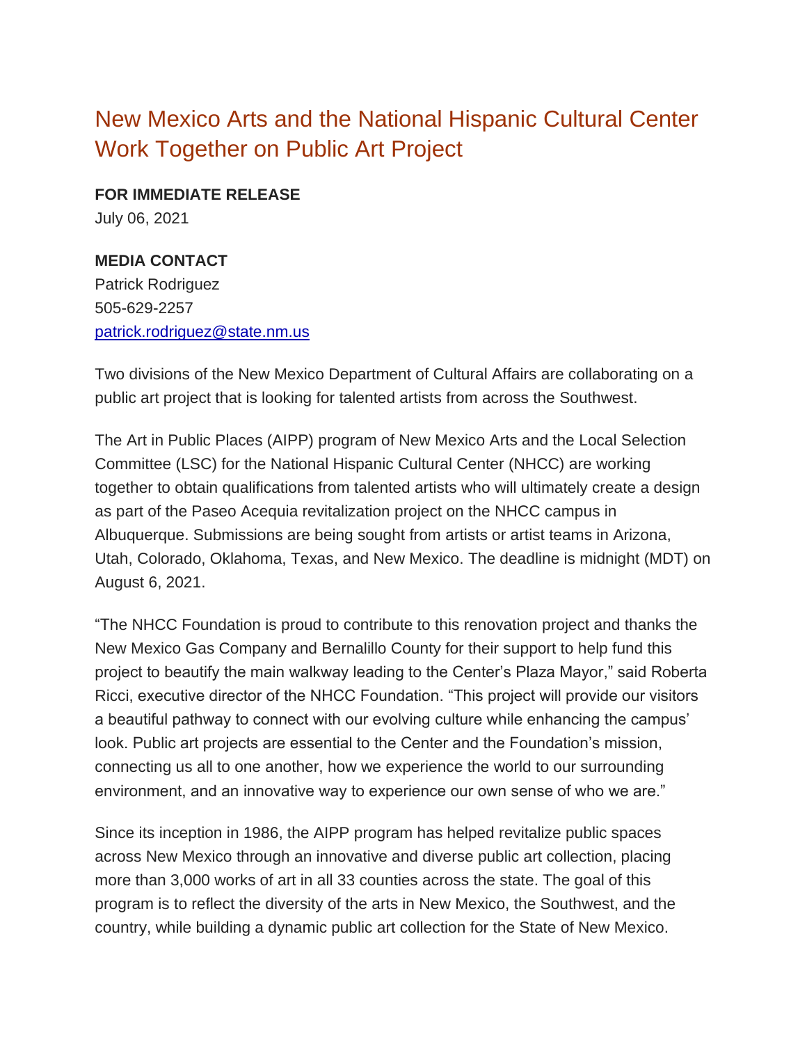# New Mexico Arts and the National Hispanic Cultural Center Work Together on Public Art Project

**FOR IMMEDIATE RELEASE**
July 06, 2021

**MEDIA CONTACT**
Patrick Rodriguez
505-629-2257
[patrick.rodriguez@state.nm.us](mailto:patrick.rodriguez@state.nm.us)

Two divisions of the New Mexico Department of Cultural Affairs are collaborating on a public art project that is looking for talented artists from across the Southwest.

The Art in Public Places (AIPP) program of New Mexico Arts and the Local Selection Committee (LSC) for the National Hispanic Cultural Center (NHCC) are working together to obtain qualifications from talented artists who will ultimately create a design as part of the Paseo Acequia revitalization project on the NHCC campus in Albuquerque. Submissions are being sought from artists or artist teams in Arizona, Utah, Colorado, Oklahoma, Texas, and New Mexico. The deadline is midnight (MDT) on August 6, 2021.

"The NHCC Foundation is proud to contribute to this renovation project and thanks the New Mexico Gas Company and Bernalillo County for their support to help fund this project to beautify the main walkway leading to the Center's Plaza Mayor," said Roberta Ricci, executive director of the NHCC Foundation. "This project will provide our visitors a beautiful pathway to connect with our evolving culture while enhancing the campus' look. Public art projects are essential to the Center and the Foundation's mission, connecting us all to one another, how we experience the world to our surrounding environment, and an innovative way to experience our own sense of who we are."

Since its inception in 1986, the AIPP program has helped revitalize public spaces across New Mexico through an innovative and diverse public art collection, placing more than 3,000 works of art in all 33 counties across the state. The goal of this program is to reflect the diversity of the arts in New Mexico, the Southwest, and the country, while building a dynamic public art collection for the State of New Mexico.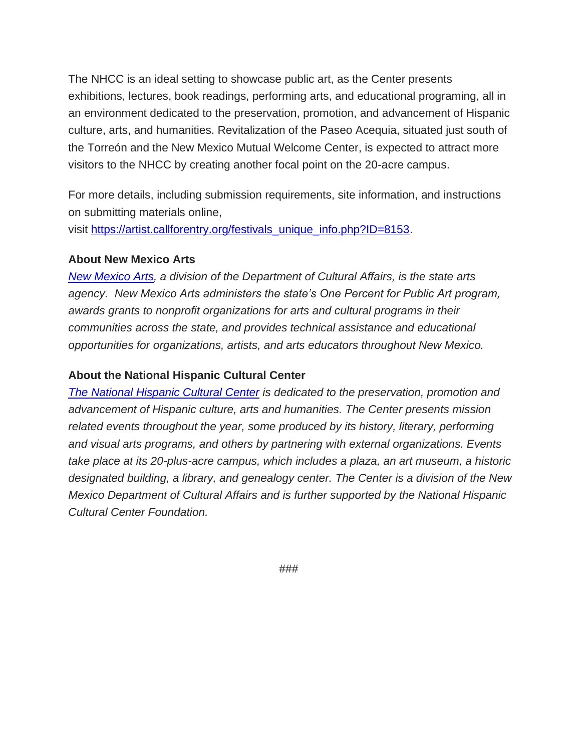The NHCC is an ideal setting to showcase public art, as the Center presents exhibitions, lectures, book readings, performing arts, and educational programing, all in an environment dedicated to the preservation, promotion, and advancement of Hispanic culture, arts, and humanities. Revitalization of the Paseo Acequia, situated just south of the Torreón and the New Mexico Mutual Welcome Center, is expected to attract more visitors to the NHCC by creating another focal point on the 20-acre campus.

For more details, including submission requirements, site information, and instructions on submitting materials online, visit [https://artist.callforentry.org/festivals_unique_info.php?ID=8153](https://artist.callforentry.org/festivals_unique_info.php?ID=8153).

**About New Mexico Arts**

*[New Mexico Arts](#), a division of the Department of Cultural Affairs, is the state arts agency. New Mexico Arts administers the state's One Percent for Public Art program, awards grants to nonprofit organizations for arts and cultural programs in their communities across the state, and provides technical assistance and educational opportunities for organizations, artists, and arts educators throughout New Mexico.*

**About the National Hispanic Cultural Center**

*[The National Hispanic Cultural Center](#) is dedicated to the preservation, promotion and advancement of Hispanic culture, arts and humanities. The Center presents mission related events throughout the year, some produced by its history, literary, performing and visual arts programs, and others by partnering with external organizations. Events take place at its 20-plus-acre campus, which includes a plaza, an art museum, a historic designated building, a library, and genealogy center. The Center is a division of the New Mexico Department of Cultural Affairs and is further supported by the National Hispanic Cultural Center Foundation.*

###